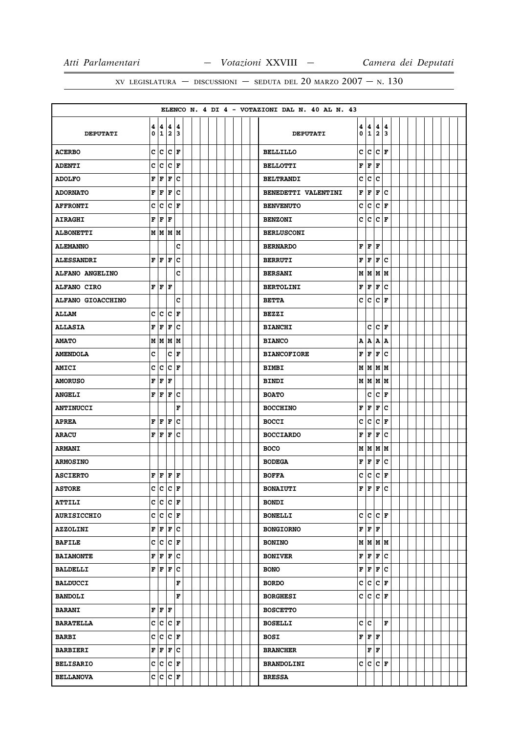ELENCO N. 4 DI 4 - VOTAZIONI DAL N. 40 AL N. 43

| DEPUTATI | 40 | 41 | 42 | 43 | DEPUTATI | 40 | 41 | 42 | 43 |
|---|---|---|---|---|---|---|---|---|---|
| ACERBO | C | C | C | F | BELLILLO | C | C | C | F |
| ADENTI | C | C | C | F | BELLOTTI | F | F | F | |
| ADOLFO | F | F | F | C | BELTRANDI | C | C | C | |
| ADORNATO | F | F | F | C | BENEDETTI VALENTINI | F | F | F | C |
| AFFRONTI | C | C | C | F | BENVENUTO | C | C | C | F |
| AIRAGHI | F | F | F | | BENZONI | C | C | C | F |
| ALBONETTI | M | M | M | M | BERLUSCONI | | | | |
| ALEMANNO | | | | C | BERNARDO | F | F | F | |
| ALESSANDRI | F | F | F | C | BERRUTI | F | F | F | C |
| ALFANO ANGELINO | | | | C | BERSANI | M | M | M | M |
| ALFANO CIRO | F | F | F | | BERTOLINI | F | F | F | C |
| ALFANO GIOACCHINO | | | | C | BETTA | C | C | C | F |
| ALLAM | C | C | C | F | BEZZI | | | | |
| ALLASIA | F | F | F | C | BIANCHI | | C | C | F |
| AMATO | M | M | M | M | BIANCO | A | A | A | A |
| AMENDOLA | C | | C | F | BIANCOFIORE | F | F | F | C |
| AMICI | C | C | C | F | BIMBI | M | M | M | M |
| AMORUSO | F | F | F | | BINDI | M | M | M | M |
| ANGELI | F | F | F | C | BOATO | | C | C | F |
| ANTINUCCI | | | | F | BOCCHINO | F | F | F | C |
| APREA | F | F | F | C | BOCCI | C | C | C | F |
| ARACU | F | F | F | C | BOCCIARDO | F | F | F | C |
| ARMANI | | | | | BOCO | M | M | M | M |
| ARMOSINO | | | | | BODEGA | F | F | F | C |
| ASCIERTO | F | F | F | F | BOFFA | C | C | C | F |
| ASTORE | C | C | C | F | BONAIUTI | F | F | F | C |
| ATTILI | C | C | C | F | BONDI | | | | |
| AURISICCHIO | C | C | C | F | BONELLI | C | C | C | F |
| AZZOLINI | F | F | F | C | BONGIORNO | F | F | F | |
| BAFILE | C | C | C | F | BONINO | M | M | M | M |
| BAIAMONTE | F | F | F | C | BONIVER | F | F | F | C |
| BALDELLI | F | F | F | C | BONO | F | F | F | C |
| BALDUCCI | | | | F | BORDO | C | C | C | F |
| BANDOLI | | | | F | BORGHESI | C | C | C | F |
| BARANI | F | F | F | | BOSCETTO | | | | |
| BARATELLA | C | C | C | F | BOSELLI | C | C | | F |
| BARBI | C | C | C | F | BOSI | F | F | F | |
| BARBIERI | F | F | F | C | BRANCHER | | F | F | |
| BELISARIO | C | C | C | F | BRANDOLINI | C | C | C | F |
| BELLANOVA | C | C | C | F | BRESSA | | | | |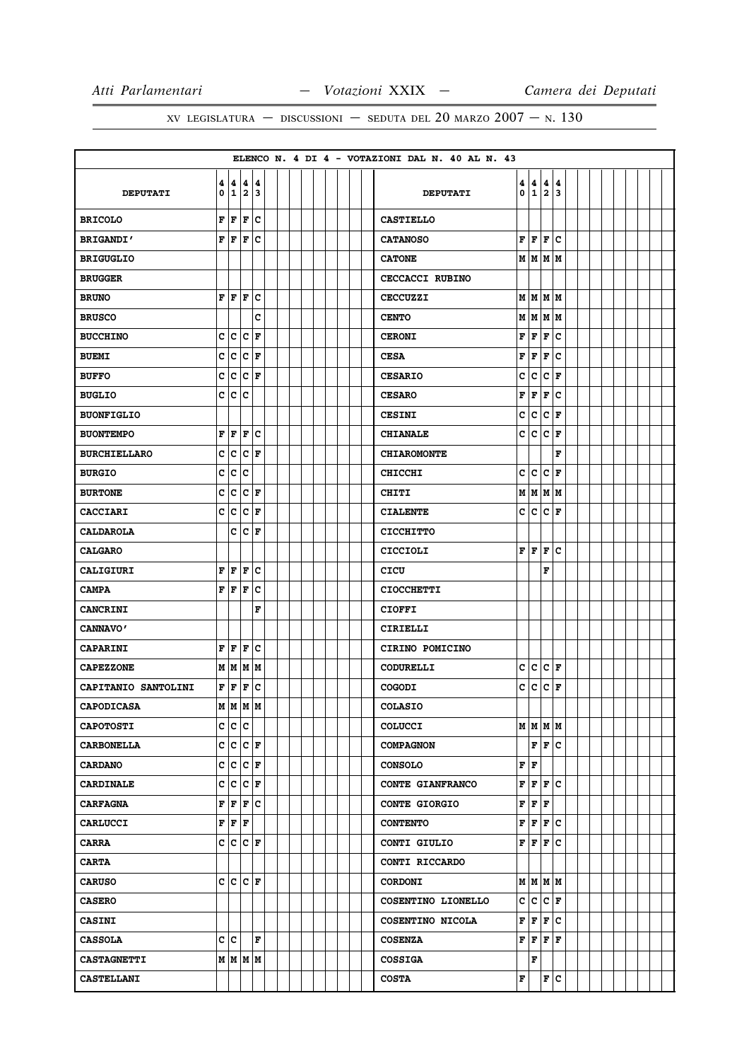XV LEGISLATURA — DISCUSSIONI — SEDUTA DEL 20 MARZO 2007 — N. 130

ELENCO N. 4 DI 4 - VOTAZIONI DAL N. 40 AL N. 43

| DEPUTATI | 40 | 41 | 42 | 43 | DEPUTATI | 40 | 41 | 42 | 43 |
|---|---|---|---|---|---|---|---|---|---|
| BRICOLO | F | F | F | C | CASTIELLO | | | | |
| BRIGANDI' | F | F | F | C | CATANOSO | F | F | F | C |
| BRIGUGLIO | | | | | CATONE | M | M | M | M |
| BRUGGER | | | | | CECCACCI RUBINO | | | | |
| BRUNO | F | F | F | C | CECCUZZI | M | M | M | M |
| BRUSCO | | | | C | CENTO | M | M | M | M |
| BUCCHINO | C | C | C | F | CERONI | F | F | F | C |
| BUEMI | C | C | C | F | CESA | F | F | F | C |
| BUFFO | C | C | C | F | CESARIO | C | C | C | F |
| BUGLIO | C | C | C | | CESARO | F | F | F | C |
| BUONFIGLIO | | | | | CESINI | C | C | C | F |
| BUONTEMPO | F | F | F | C | CHIANALE | C | C | C | F |
| BURCHIELLARO | C | C | C | F | CHIAROMONTE | | | | F |
| BURGIO | C | C | C | | CHICCHI | C | C | C | F |
| BURTONE | C | C | C | F | CHITI | M | M | M | M |
| CACCIARI | C | C | C | F | CIALENTE | C | C | C | F |
| CALDAROLA | | C | C | F | CICCHITTO | | | | |
| CALGARO | | | | | CICCIOLI | F | F | F | C |
| CALIGIURI | F | F | F | C | CICU | | | F | |
| CAMPA | F | F | F | C | CIOCCHETTI | | | | |
| CANCRINI | | | | F | CIOFFI | | | | |
| CANNAVO' | | | | | CIRIELLI | | | | |
| CAPARINI | F | F | F | C | CIRINO POMICINO | | | | |
| CAPEZZONE | M | M | M | M | CODURELLI | C | C | C | F |
| CAPITANIO SANTOLINI | F | F | F | C | COGODI | C | C | C | F |
| CAPODICASA | M | M | M | M | COLASIO | | | | |
| CAPOTOSTI | C | C | C | | COLUCCI | M | M | M | M |
| CARBONELLA | C | C | C | F | COMPAGNON | | F | F | C |
| CARDANO | C | C | C | F | CONSOLO | F | F | | |
| CARDINALE | C | C | C | F | CONTE GIANFRANCO | F | F | F | C |
| CARFAGNA | F | F | F | C | CONTE GIORGIO | F | F | F | |
| CARLUCCI | F | F | F | | CONTENTO | F | F | F | C |
| CARRA | C | C | C | F | CONTI GIULIO | F | F | F | C |
| CARTA | | | | | CONTI RICCARDO | | | | |
| CARUSO | C | C | C | F | CORDONI | M | M | M | M |
| CASERO | | | | | COSENTINO LIONELLO | C | C | C | F |
| CASINI | | | | | COSENTINO NICOLA | F | F | F | C |
| CASSOLA | C | C | | F | COSENZA | F | F | F | F |
| CASTAGNETTI | M | M | M | M | COSSIGA | | F | | |
| CASTELLANI | | | | | COSTA | F | | F | C |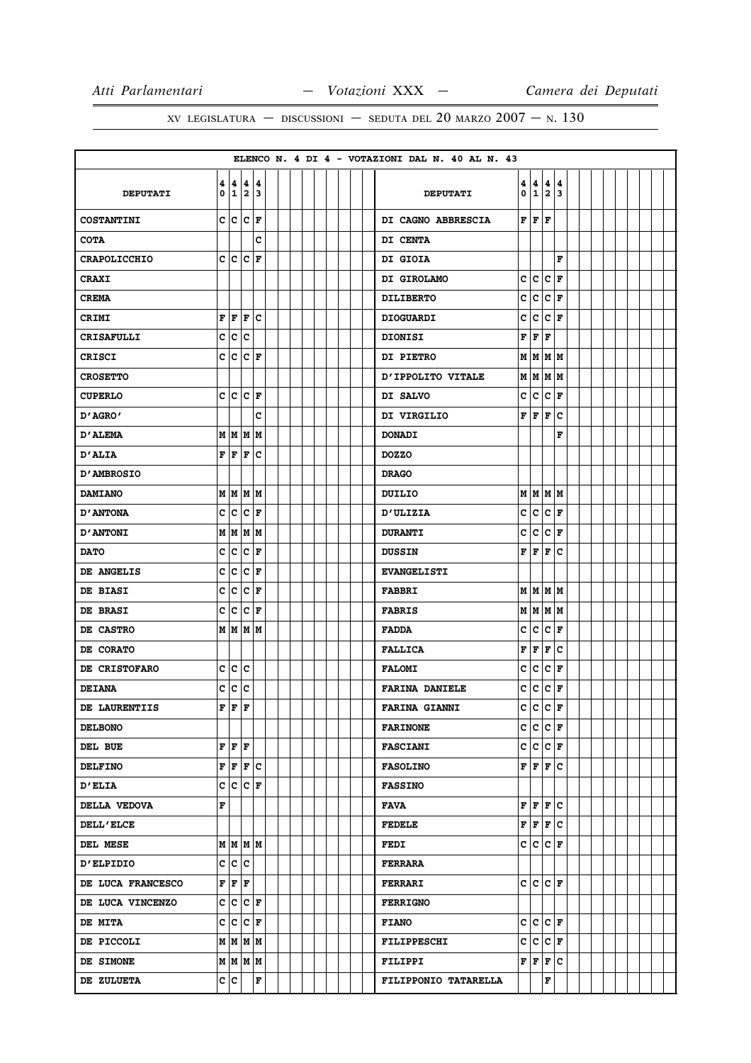XV LEGISLATURA — DISCUSSIONI — SEDUTA DEL 20 MARZO 2007 — N. 130

ELENCO N. 4 DI 4 - VOTAZIONI DAL N. 40 AL N. 43

| DEPUTATI | 40 | 41 | 42 | 43 | DEPUTATI | 40 | 41 | 42 | 43 |
|---|---|---|---|---|---|---|---|---|---|
| COSTANTINI | C | C | C | F | DI CAGNO ABBRESCIA | F | F | F | |
| COTA | | | | C | DI CENTA | | | | |
| CRAPOLICCHIO | C | C | C | F | DI GIOIA | | | | F |
| CRAXI | | | | | DI GIROLAMO | C | C | C | F |
| CREMA | | | | | DILIBERTO | C | C | C | F |
| CRIMI | F | F | F | C | DIOGUARDI | C | C | C | F |
| CRISAFULLI | C | C | C | | DIONISI | F | F | F | |
| CRISCI | C | C | C | F | DI PIETRO | M | M | M | M |
| CROSETTO | | | | | D'IPPOLITO VITALE | M | M | M | M |
| CUPERLO | C | C | C | F | DI SALVO | C | C | C | F |
| D'AGRO' | | | | C | DI VIRGILIO | F | F | F | C |
| D'ALEMA | M | M | M | M | DONADI | | | | F |
| D'ALIA | F | F | F | C | DOZZO | | | | |
| D'AMBROSIO | | | | | DRAGO | | | | |
| DAMIANO | M | M | M | M | DUILIO | M | M | M | M |
| D'ANTONA | C | C | C | F | D'ULIZIA | C | C | C | F |
| D'ANTONI | M | M | M | M | DURANTI | C | C | C | F |
| DATO | C | C | C | F | DUSSIN | F | F | F | C |
| DE ANGELIS | C | C | C | F | EVANGELISTI | | | | |
| DE BIASI | C | C | C | F | FABBRI | M | M | M | M |
| DE BRASI | C | C | C | F | FABRIS | M | M | M | M |
| DE CASTRO | M | M | M | M | FADDA | C | C | C | F |
| DE CORATO | | | | | FALLICA | F | F | F | C |
| DE CRISTOFARO | C | C | C | | FALOMI | C | C | C | F |
| DEIANA | C | C | C | | FARINA DANIELE | C | C | C | F |
| DE LAURENTIIS | F | F | F | | FARINA GIANNI | C | C | C | F |
| DELBONO | | | | | FARINONE | C | C | C | F |
| DEL BUE | F | F | F | | FASCIANI | C | C | C | F |
| DELFINO | F | F | F | C | FASOLINO | F | F | F | C |
| D'ELIA | C | C | C | F | FASSINO | | | | |
| DELLA VEDOVA | F | | | | FAVA | F | F | F | C |
| DELL'ELCE | | | | | FEDELE | F | F | F | C |
| DEL MESE | M | M | M | M | FEDI | C | C | C | F |
| D'ELPIDIO | C | C | C | | FERRARA | | | | |
| DE LUCA FRANCESCO | F | F | F | | FERRARI | C | C | C | F |
| DE LUCA VINCENZO | C | C | C | F | FERRIGNO | | | | |
| DE MITA | C | C | C | F | FIANO | C | C | C | F |
| DE PICCOLI | M | M | M | M | FILIPPESCHI | C | C | C | F |
| DE SIMONE | M | M | M | M | FILIPPI | F | F | F | C |
| DE ZULUETA | C | C | | F | FILIPPONIO TATARELLA | | | F | |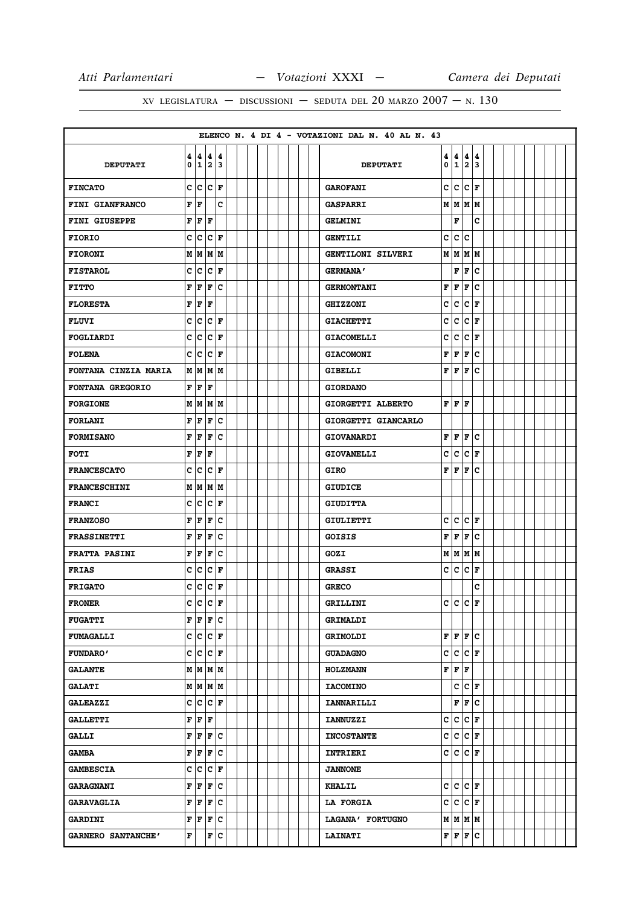XV LEGISLATURA — DISCUSSIONI — SEDUTA DEL 20 MARZO 2007 — N. 130

ELENCO N. 4 DI 4 - VOTAZIONI DAL N. 40 AL N. 43

| DEPUTATI | 40 | 41 | 42 | 43 | DEPUTATI | 40 | 41 | 42 | 43 |
|---|---|---|---|---|---|---|---|---|---|
| **FINCATO** | C | C | C | F | **GAROFANI** | C | C | C | F |
| **FINI GIANFRANCO** | F | F | | C | **GASPARRI** | M | M | M | M |
| **FINI GIUSEPPE** | F | F | F | | **GELMINI** | | F | | C |
| **FIORIO** | C | C | C | F | **GENTILI** | C | C | C | |
| **FIORONI** | M | M | M | M | **GENTILONI SILVERI** | M | M | M | M |
| **FISTAROL** | C | C | C | F | **GERMANA'** | | F | F | C |
| **FITTO** | F | F | F | C | **GERMONTANI** | F | F | F | C |
| **FLORESTA** | F | F | F | | **GHIZZONI** | C | C | C | F |
| **FLUVI** | C | C | C | F | **GIACHETTI** | C | C | C | F |
| **FOGLIARDI** | C | C | C | F | **GIACOMELLI** | C | C | C | F |
| **FOLENA** | C | C | C | F | **GIACOMONI** | F | F | F | C |
| **FONTANA CINZIA MARIA** | M | M | M | M | **GIBELLI** | F | F | F | C |
| **FONTANA GREGORIO** | F | F | F | | **GIORDANO** | | | | |
| **FORGIONE** | M | M | M | M | **GIORGETTI ALBERTO** | F | F | F | |
| **FORLANI** | F | F | F | C | **GIORGETTI GIANCARLO** | | | | |
| **FORMISANO** | F | F | F | C | **GIOVANARDI** | F | F | F | C |
| **FOTI** | F | F | F | | **GIOVANELLI** | C | C | C | F |
| **FRANCESCATO** | C | C | C | F | **GIRO** | F | F | F | C |
| **FRANCESCHINI** | M | M | M | M | **GIUDICE** | | | | |
| **FRANCI** | C | C | C | F | **GIUDITTA** | | | | |
| **FRANZOSO** | F | F | F | C | **GIULIETTI** | C | C | C | F |
| **FRASSINETTI** | F | F | F | C | **GOISIS** | F | F | F | C |
| **FRATTA PASINI** | F | F | F | C | **GOZI** | M | M | M | M |
| **FRIAS** | C | C | C | F | **GRASSI** | C | C | C | F |
| **FRIGATO** | C | C | C | F | **GRECO** | | | | C |
| **FRONER** | C | C | C | F | **GRILLINI** | C | C | C | F |
| **FUGATTI** | F | F | F | C | **GRIMALDI** | | | | |
| **FUMAGALLI** | C | C | C | F | **GRIMOLDI** | F | F | F | C |
| **FUNDARO'** | C | C | C | F | **GUADAGNO** | C | C | C | F |
| **GALANTE** | M | M | M | M | **HOLZMANN** | F | F | F | |
| **GALATI** | M | M | M | M | **IACOMINO** | | C | C | F |
| **GALEAZZI** | C | C | C | F | **IANNARILLI** | | F | F | C |
| **GALLETTI** | F | F | F | | **IANNUZZI** | C | C | C | F |
| **GALLI** | F | F | F | C | **INCOSTANTE** | C | C | C | F |
| **GAMBA** | F | F | F | C | **INTRIERI** | C | C | C | F |
| **GAMBESCIA** | C | C | C | F | **JANNONE** | | | | |
| **GARAGNANI** | F | F | F | C | **KHALIL** | C | C | C | F |
| **GARAVAGLIA** | F | F | F | C | **LA FORGIA** | C | C | C | F |
| **GARDINI** | F | F | F | C | **LAGANA' FORTUGNO** | M | M | M | M |
| **GARNERO SANTANCHE'** | F | | F | C | **LAINATI** | F | F | F | C |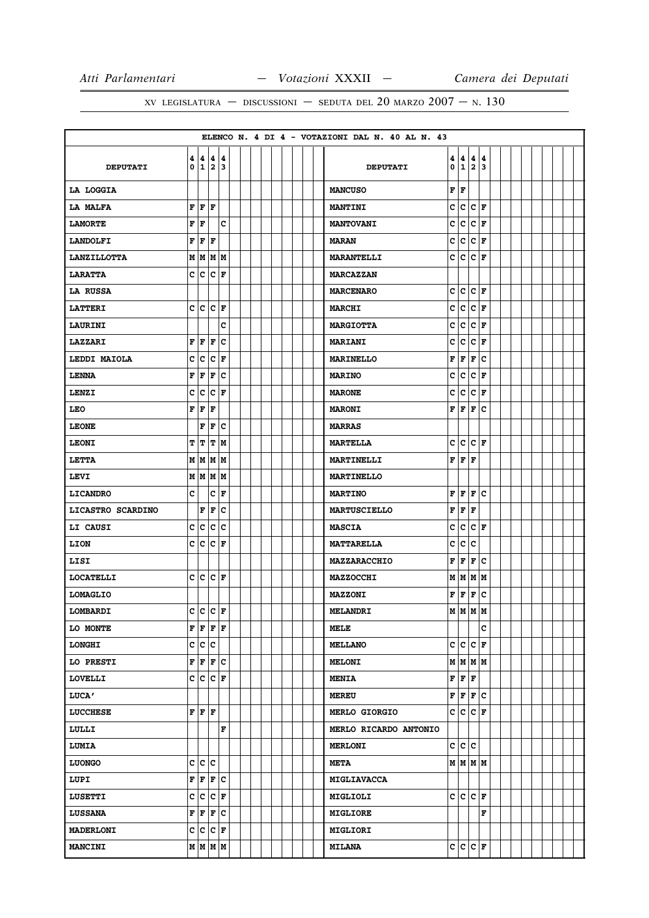ELENCO N. 4 DI 4 - VOTAZIONI DAL N. 40 AL N. 43

| DEPUTATI | 40 | 41 | 42 | 43 | DEPUTATI | 40 | 41 | 42 | 43 |
|---|---|---|---|---|---|---|---|---|---|
| LA LOGGIA | | | | | MANCUSO | F | F | | |
| LA MALFA | F | F | F | | MANTINI | C | C | C | F |
| LAMORTE | F | F | | C | MANTOVANI | C | C | C | F |
| LANDOLFI | F | F | F | | MARAN | C | C | C | F |
| LANZILLOTTA | M | M | M | M | MARANTELLI | C | C | C | F |
| LARATTA | C | C | C | F | MARCAZZAN | | | | |
| LA RUSSA | | | | | MARCENARO | C | C | C | F |
| LATTERI | C | C | C | F | MARCHI | C | C | C | F |
| LAURINI | | | | C | MARGIOTTA | C | C | C | F |
| LAZZARI | F | F | F | C | MARIANI | C | C | C | F |
| LEDDI MAIOLA | C | C | C | F | MARINELLO | F | F | F | C |
| LENNA | F | F | F | C | MARINO | C | C | C | F |
| LENZI | C | C | C | F | MARONE | C | C | C | F |
| LEO | F | F | F | | MARONI | F | F | F | C |
| LEONE | | F | F | C | MARRAS | | | | |
| LEONI | T | T | T | M | MARTELLA | C | C | C | F |
| LETTA | M | M | M | M | MARTINELLI | F | F | F | |
| LEVI | M | M | M | M | MARTINELLO | | | | |
| LICANDRO | C | | C | F | MARTINO | F | F | F | C |
| LICASTRO SCARDINO | | F | F | C | MARTUSCIELLO | F | F | F | |
| LI CAUSI | C | C | C | C | MASCIA | C | C | C | F |
| LION | C | C | C | F | MATTARELLA | C | C | C | |
| LISI | | | | | MAZZARACCHIO | F | F | F | C |
| LOCATELLI | C | C | C | F | MAZZOCCHI | M | M | M | M |
| LOMAGLIO | | | | | MAZZONI | F | F | F | C |
| LOMBARDI | C | C | C | F | MELANDRI | M | M | M | M |
| LO MONTE | F | F | F | F | MELE | | | | C |
| LONGHI | C | C | C | | MELLANO | C | C | C | F |
| LO PRESTI | F | F | F | C | MELONI | M | M | M | M |
| LOVELLI | C | C | C | F | MENIA | F | F | F | |
| LUCA' | | | | | MEREU | F | F | F | C |
| LUCCHESE | F | F | F | | MERLO GIORGIO | C | C | C | F |
| LULLI | | | | F | MERLO RICARDO ANTONIO | | | | |
| LUMIA | | | | | MERLONI | C | C | C | |
| LUONGO | C | C | C | | META | M | M | M | M |
| LUPI | F | F | F | C | MIGLIAVACCA | | | | |
| LUSETTI | C | C | C | F | MIGLIOLI | C | C | C | F |
| LUSSANA | F | F | F | C | MIGLIORE | | | | F |
| MADERLONI | C | C | C | F | MIGLIORI | | | | |
| MANCINI | M | M | M | M | MILANA | C | C | C | F |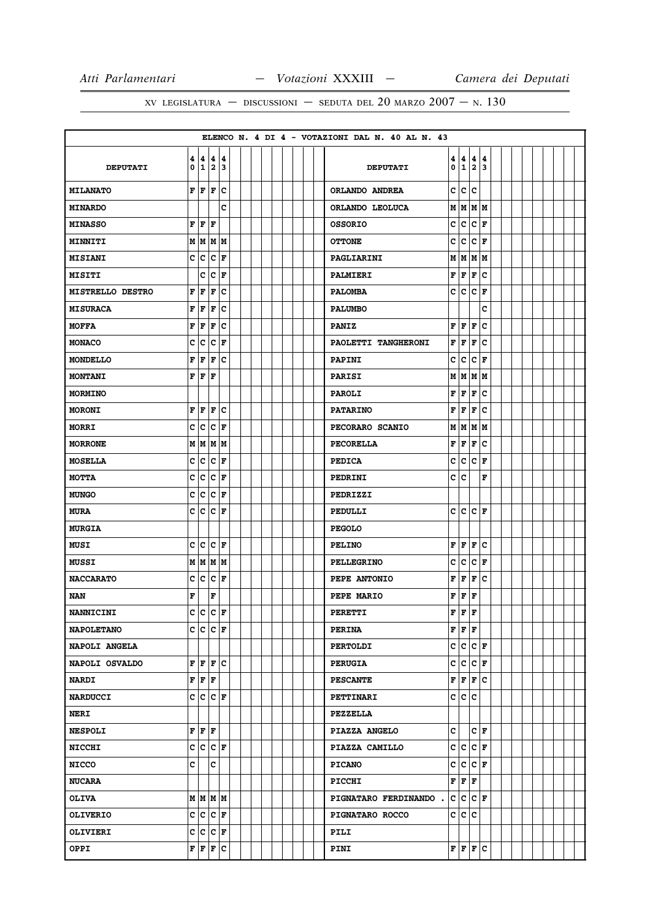XV LEGISLATURA — DISCUSSIONI — SEDUTA DEL 20 MARZO 2007 — N. 130

ELENCO N. 4 DI 4 - VOTAZIONI DAL N. 40 AL N. 43

| DEPUTATI | 40 | 41 | 42 | 43 | DEPUTATI | 40 | 41 | 42 | 43 |
|---|---|---|---|---|---|---|---|---|---|
| MILANATO | F | F | F | C | ORLANDO ANDREA | C | C | C | |
| MINARDO | | | | C | ORLANDO LEOLUCA | M | M | M | M |
| MINASSO | F | F | F | | OSSORIO | C | C | C | F |
| MINNITI | M | M | M | M | OTTONE | C | C | C | F |
| MISIANI | C | C | C | F | PAGLIARINI | M | M | M | M |
| MISITI | | C | C | F | PALMIERI | F | F | F | C |
| MISTRELLO DESTRO | F | F | F | C | PALOMBA | C | C | C | F |
| MISURACA | F | F | F | C | PALUMBO | | | | C |
| MOFFA | F | F | F | C | PANIZ | F | F | F | C |
| MONACO | C | C | C | F | PAOLETTI TANGHERONI | F | F | F | C |
| MONDELLO | F | F | F | C | PAPINI | C | C | C | F |
| MONTANI | F | F | F | | PARISI | M | M | M | M |
| MORMINO | | | | | PAROLI | F | F | F | C |
| MORONI | F | F | F | C | PATARINO | F | F | F | C |
| MORRI | C | C | C | F | PECORARO SCANIO | M | M | M | M |
| MORRONE | M | M | M | M | PECORELLA | F | F | F | C |
| MOSELLA | C | C | C | F | PEDICA | C | C | C | F |
| MOTTA | C | C | C | F | PEDRINI | C | C | | F |
| MUNGO | C | C | C | F | PEDRIZZI | | | | |
| MURA | C | C | C | F | PEDULLI | C | C | C | F |
| MURGIA | | | | | PEGOLO | | | | |
| MUSI | C | C | C | F | PELINO | F | F | F | C |
| MUSSI | M | M | M | M | PELLEGRINO | C | C | C | F |
| NACCARATO | C | C | C | F | PEPE ANTONIO | F | F | F | C |
| NAN | F | | F | | PEPE MARIO | F | F | F | |
| NANNICINI | C | C | C | F | PERETTI | F | F | F | |
| NAPOLETANO | C | C | C | F | PERINA | F | F | F | |
| NAPOLI ANGELA | | | | | PERTOLDI | C | C | C | F |
| NAPOLI OSVALDO | F | F | F | C | PERUGIA | C | C | C | F |
| NARDI | F | F | F | | PESCANTE | F | F | F | C |
| NARDUCCI | C | C | C | F | PETTINARI | C | C | C | |
| NERI | | | | | PEZZELLA | | | | |
| NESPOLI | F | F | F | | PIAZZA ANGELO | C | | C | F |
| NICCHI | C | C | C | F | PIAZZA CAMILLO | C | C | C | F |
| NICCO | C | | C | | PICANO | C | C | C | F |
| NUCARA | | | | | PICCHI | F | F | F | |
| OLIVA | M | M | M | M | PIGNATARO FERDINANDO . | C | C | C | F |
| OLIVERIO | C | C | C | F | PIGNATARO ROCCO | C | C | C | |
| OLIVIERI | C | C | C | F | PILI | | | | |
| OPPI | F | F | F | C | PINI | F | F | F | C |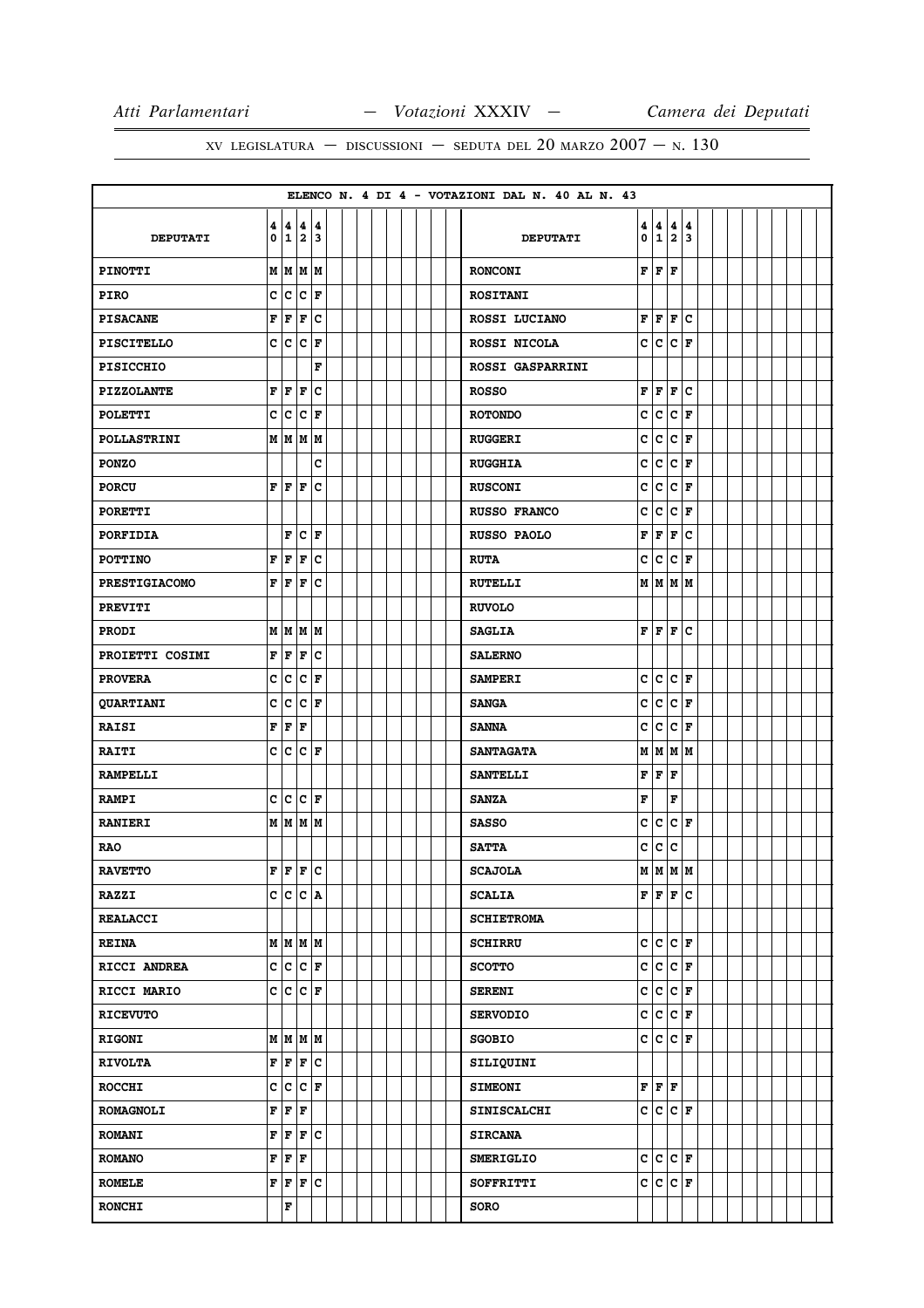Atti Parlamentari — Votazioni XXXIV — Camera dei Deputati

XV LEGISLATURA — DISCUSSIONI — SEDUTA DEL 20 MARZO 2007 — N. 130

ELENCO N. 4 DI 4 - VOTAZIONI DAL N. 40 AL N. 43

| DEPUTATI | 40 | 41 | 42 | 43 | DEPUTATI | 40 | 41 | 42 | 43 |
|---|---|---|---|---|---|---|---|---|---|
| PINOTTI | M | M | M | M | RONCONI | F | F | F | |
| PIRO | C | C | C | F | ROSITANI | | | | |
| PISACANE | F | F | F | C | ROSSI LUCIANO | F | F | F | C |
| PISCITELLO | C | C | C | F | ROSSI NICOLA | C | C | C | F |
| PISICCHIO | | | | F | ROSSI GASPARRINI | | | | |
| PIZZOLANTE | F | F | F | C | ROSSO | F | F | F | C |
| POLETTI | C | C | C | F | ROTONDO | C | C | C | F |
| POLLASTRINI | M | M | M | M | RUGGERI | C | C | C | F |
| PONZO | | | | C | RUGGHIA | C | C | C | F |
| PORCU | F | F | F | C | RUSCONI | C | C | C | F |
| PORETTI | | | | | RUSSO FRANCO | C | C | C | F |
| PORFIDIA | | F | C | F | RUSSO PAOLO | F | F | F | C |
| POTTINO | F | F | F | C | RUTA | C | C | C | F |
| PRESTIGIACOMO | F | F | F | C | RUTELLI | M | M | M | M |
| PREVITI | | | | | RUVOLO | | | | |
| PRODI | M | M | M | M | SAGLIA | F | F | F | C |
| PROIETTI COSIMI | F | F | F | C | SALERNO | | | | |
| PROVERA | C | C | C | F | SAMPERI | C | C | C | F |
| QUARTIANI | C | C | C | F | SANGA | C | C | C | F |
| RAISI | F | F | F | | SANNA | C | C | C | F |
| RAITI | C | C | C | F | SANTAGATA | M | M | M | M |
| RAMPELLI | | | | | SANTELLI | F | F | F | |
| RAMPI | C | C | C | F | SANZA | F | | F | |
| RANIERI | M | M | M | M | SASSO | C | C | C | F |
| RAO | | | | | SATTA | C | C | C | |
| RAVETTO | F | F | F | C | SCAJOLA | M | M | M | M |
| RAZZI | C | C | C | A | SCALIA | F | F | F | C |
| REALACCI | | | | | SCHIETROMA | | | | |
| REINA | M | M | M | M | SCHIRRU | C | C | C | F |
| RICCI ANDREA | C | C | C | F | SCOTTO | C | C | C | F |
| RICCI MARIO | C | C | C | F | SERENI | C | C | C | F |
| RICEVUTO | | | | | SERVODIO | C | C | C | F |
| RIGONI | M | M | M | M | SGOBIO | C | C | C | F |
| RIVOLTA | F | F | F | C | SILIQUINI | | | | |
| ROCCHI | C | C | C | F | SIMEONI | F | F | F | |
| ROMAGNOLI | F | F | F | | SINISCALCHI | C | C | C | F |
| ROMANI | F | F | F | C | SIRCANA | | | | |
| ROMANO | F | F | F | | SMERIGLIO | C | C | C | F |
| ROMELE | F | F | F | C | SOFFRITTI | C | C | C | F |
| RONCHI | | F | | | SORO | | | | |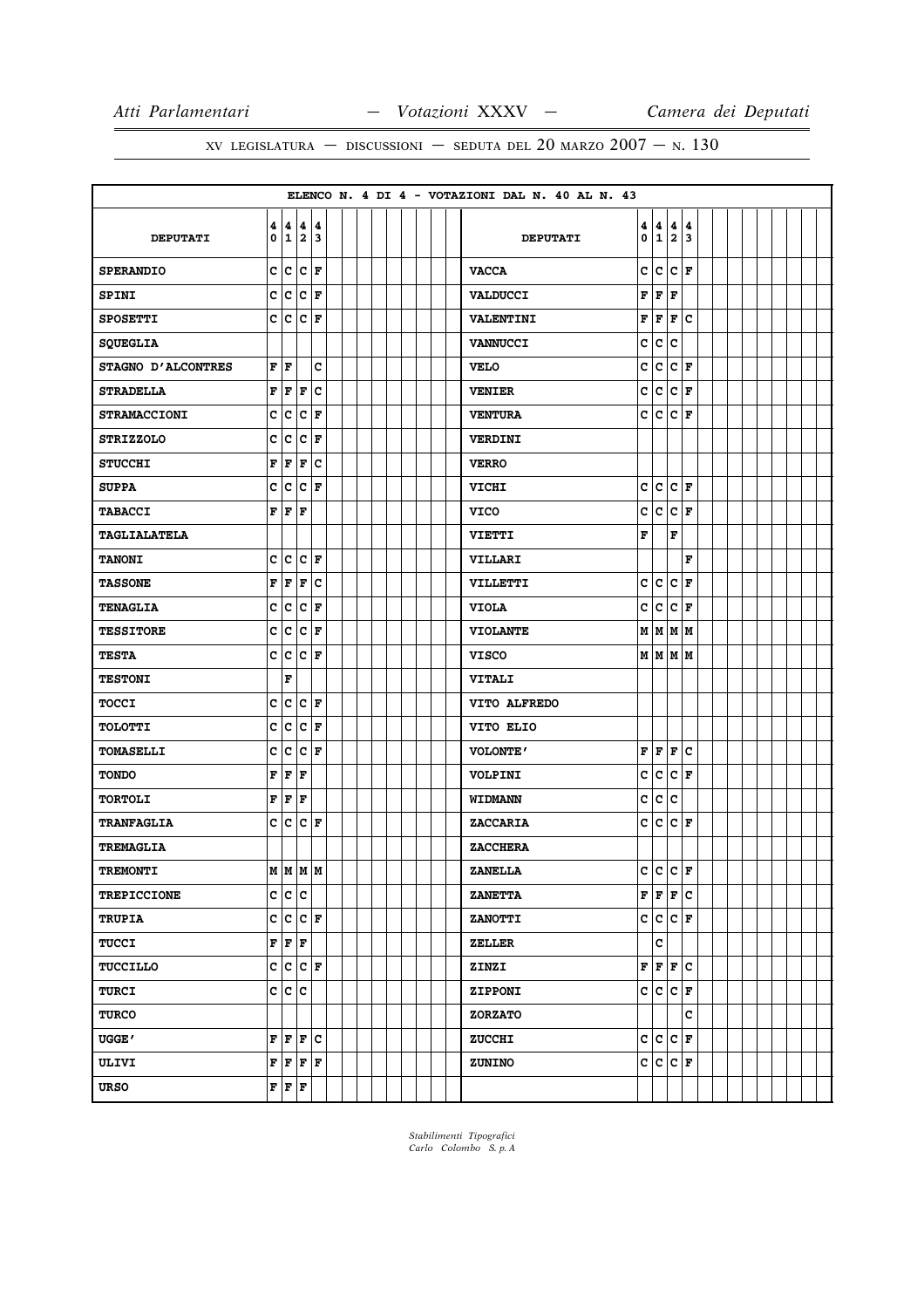XV LEGISLATURA — DISCUSSIONI — SEDUTA DEL 20 MARZO 2007 — N. 130

ELENCO N. 4 DI 4 - VOTAZIONI DAL N. 40 AL N. 43

| DEPUTATI | 40 | 41 | 42 | 43 | DEPUTATI | 40 | 41 | 42 | 43 |
|---|---|---|---|---|---|---|---|---|---|
| SPERANDIO | C | C | C | F | VACCA | C | C | C | F |
| SPINI | C | C | C | F | VALDUCCI | F | F | F | |
| SPOSETTI | C | C | C | F | VALENTINI | F | F | F | C |
| SQUEGLIA | | | | | VANNUCCI | C | C | C | |
| STAGNO D'ALCONTRES | F | F | | C | VELO | C | C | C | F |
| STRADELLA | F | F | F | C | VENIER | C | C | C | F |
| STRAMACCIONI | C | C | C | F | VENTURA | C | C | C | F |
| STRIZZOLO | C | C | C | F | VERDINI | | | | |
| STUCCHI | F | F | F | C | VERRO | | | | |
| SUPPA | C | C | C | F | VICHI | C | C | C | F |
| TABACCI | F | F | F | | VICO | C | C | C | F |
| TAGLIALATELA | | | | | VIETTI | F | | F | |
| TANONI | C | C | C | F | VILLARI | | | | F |
| TASSONE | F | F | F | C | VILLETTI | C | C | C | F |
| TENAGLIA | C | C | C | F | VIOLA | C | C | C | F |
| TESSITORE | C | C | C | F | VIOLANTE | M | M | M | M |
| TESTA | C | C | C | F | VISCO | M | M | M | M |
| TESTONI | | F | | | VITALI | | | | |
| TOCCI | C | C | C | F | VITO ALFREDO | | | | |
| TOLOTTI | C | C | C | F | VITO ELIO | | | | |
| TOMASELLI | C | C | C | F | VOLONTE' | F | F | F | C |
| TONDO | F | F | F | | VOLPINI | C | C | C | F |
| TORTOLI | F | F | F | | WIDMANN | C | C | C | |
| TRANFAGLIA | C | C | C | F | ZACCARIA | C | C | C | F |
| TREMAGLIA | | | | | ZACCHERA | | | | |
| TREMONTI | M | M | M | M | ZANELLA | C | C | C | F |
| TREPICCIONE | C | C | C | | ZANETTA | F | F | F | C |
| TRUPIA | C | C | C | F | ZANOTTI | C | C | C | F |
| TUCCI | F | F | F | | ZELLER | | C | | |
| TUCCILLO | C | C | C | F | ZINZI | F | F | F | C |
| TURCI | C | C | C | | ZIPPONI | C | C | C | F |
| TURCO | | | | | ZORZATO | | | | C |
| UGGE' | F | F | F | C | ZUCCHI | C | C | C | F |
| ULIVI | F | F | F | F | ZUNINO | C | C | C | F |
| URSO | F | F | F | | | | | | |

*Stabilimenti Tipografici*
*Carlo Colombo S. p. A*